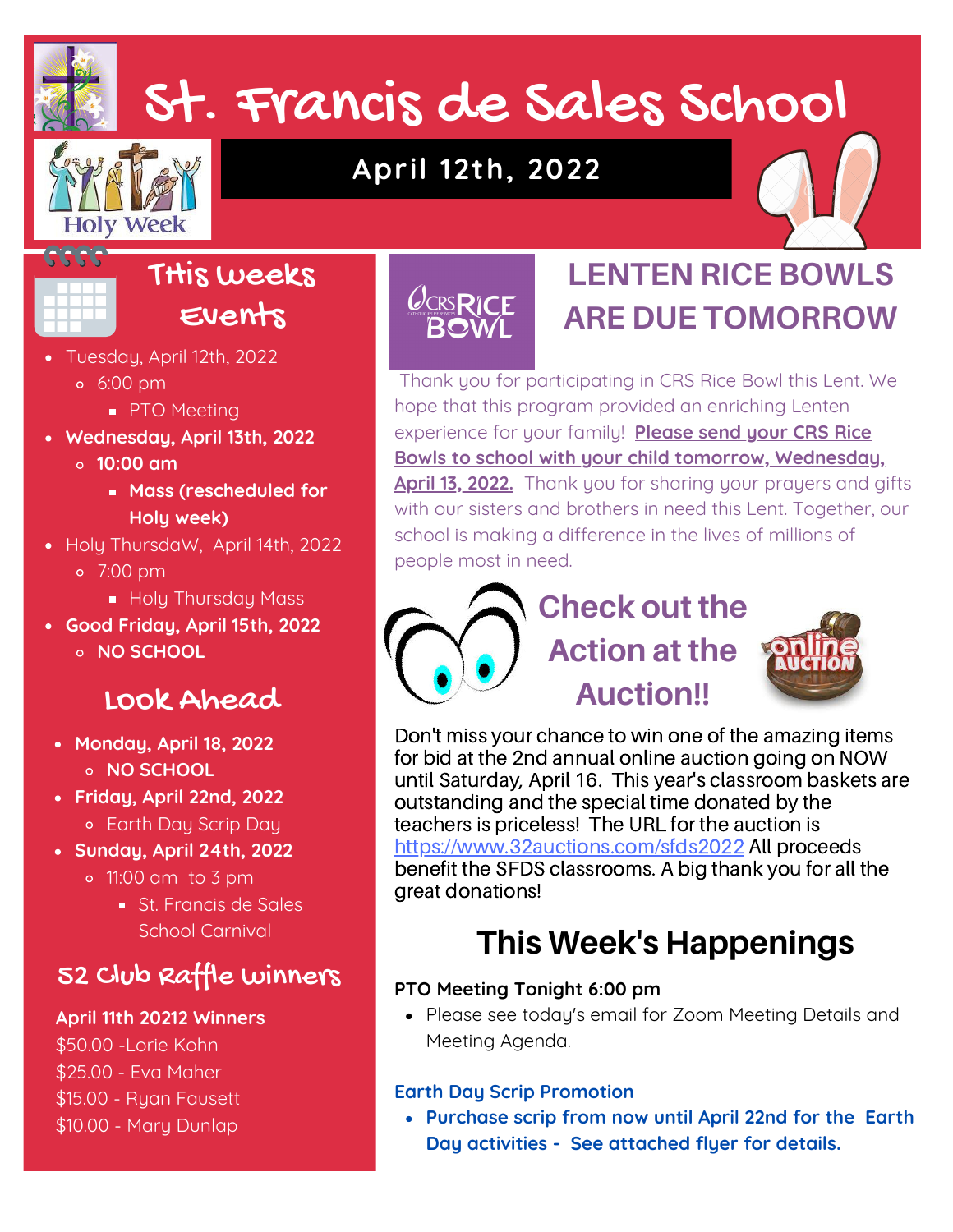# St. Francis de Sales School

## April 12th, 2022

## This weeks Events

- Tuesday, April 12th, 2022
  - 6:00 pm
    - PTO Meeting
- **Wednesday, April 13th, 2022**
  - **10:00 am**
    - **Mass (rescheduled for Holy week)**
- Holy ThursdaW, April 14th, 2022
  - 7:00 pm
    - Holy Thursday Mass
- **Good Friday, April 15th, 2022**
  - **NO SCHOOL**

## Look Ahead

- **Monday, April 18, 2022**
  - **NO SCHOOL**
- **Friday, April 22nd, 2022**
  - Earth Day Scrip Day
- **Sunday, April 24th, 2022**
  - 11:00 am to 3 pm
    - St. Francis de Sales School Carnival

## 52 Club Raffle Winners

**April 11th 20212 Winners**

$50.00 -Lorie Kohn
$25.00 - Eva Maher
$15.00 - Ryan Fausett
$10.00 - Mary Dunlap

## LENTEN RICE BOWLS ARE DUE TOMORROW

Thank you for participating in CRS Rice Bowl this Lent. We hope that this program provided an enriching Lenten experience for your family! **Please send your CRS Rice Bowls to school with your child tomorrow, Wednesday, April 13, 2022.** Thank you for sharing your prayers and gifts with our sisters and brothers in need this Lent. Together, our school is making a difference in the lives of millions of people most in need.

## Check out the Action at the Auction!!

Don't miss your chance to win one of the amazing items for bid at the 2nd annual online auction going on NOW until Saturday, April 16. This year's classroom baskets are outstanding and the special time donated by the teachers is priceless! The URL for the auction is https://www.32auctions.com/sfds2022 All proceeds benefit the SFDS classrooms. A big thank you for all the great donations!

## This Week's Happenings

**PTO Meeting Tonight 6:00 pm**

- Please see today's email for Zoom Meeting Details and Meeting Agenda.

**Earth Day Scrip Promotion**

- **Purchase scrip from now until April 22nd for the Earth Day activities - See attached flyer for details.**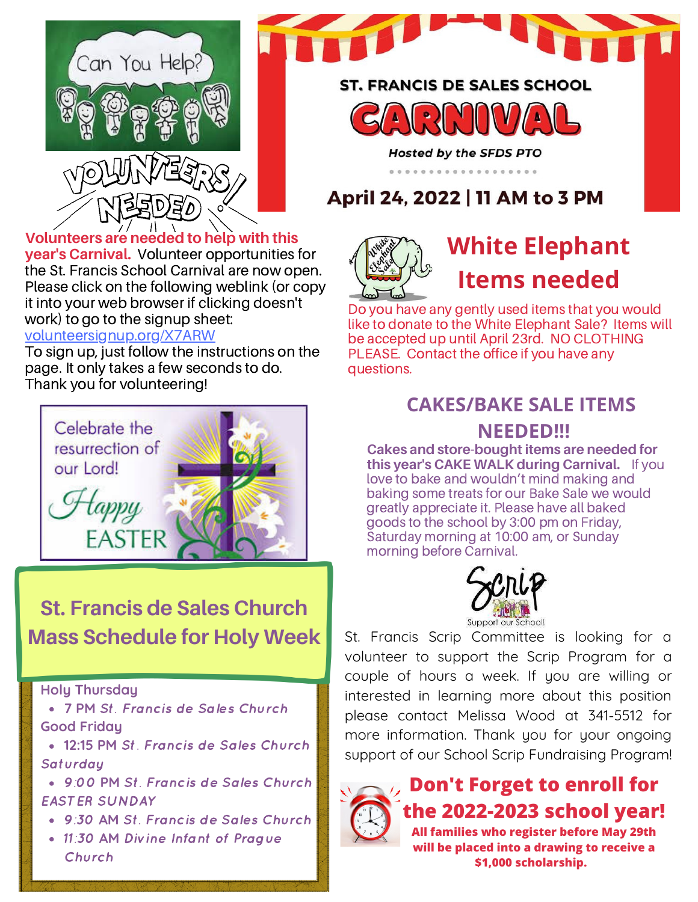Can You Help?

VOLUNTEERS NEEDED!

**Volunteers are needed to help with this year's Carnival.** Volunteer opportunities for the St. Francis School Carnival are now open. Please click on the following weblink (or copy it into your web browser if clicking doesn't work) to go to the signup sheet:
volunteersignup.org/X7ARW
To sign up, just follow the instructions on the page. It only takes a few seconds to do. Thank you for volunteering!

# ST. FRANCIS DE SALES SCHOOL CARNIVAL

*Hosted by the SFDS PTO*

**April 24, 2022 | 11 AM to 3 PM**

## White Elephant Items needed

Do you have any gently used items that you would like to donate to the White Elephant Sale? Items will be accepted up until April 23rd. NO CLOTHING PLEASE. Contact the office if you have any questions.

Celebrate the resurrection of our Lord!

Happy EASTER

## CAKES/BAKE SALE ITEMS NEEDED!!!

**Cakes and store-bought items are needed for this year's CAKE WALK during Carnival.** If you love to bake and wouldn't mind making and baking some treats for our Bake Sale we would greatly appreciate it. Please have all baked goods to the school by 3:00 pm on Friday, Saturday morning at 10:00 am, or Sunday morning before Carnival.

## St. Francis de Sales Church Mass Schedule for Holy Week

Holy Thursday
- 7 PM *St. Francis de Sales Church*

Good Friday
- 12:15 PM *St. Francis de Sales Church*

*Saturday*
- 9:00 PM *St. Francis de Sales Church*

*EASTER SUNDAY*
- 9:30 AM *St. Francis de Sales Church*
- 11:30 AM *Divine Infant of Prague Church*

Scrip
Support our School!

St. Francis Scrip Committee is looking for a volunteer to support the Scrip Program for a couple of hours a week. If you are willing or interested in learning more about this position please contact Melissa Wood at 341-5512 for more information. Thank you for your ongoing support of our School Scrip Fundraising Program!

## Don't Forget to enroll for the 2022-2023 school year!

**All families who register before May 29th will be placed into a drawing to receive a $1,000 scholarship.**